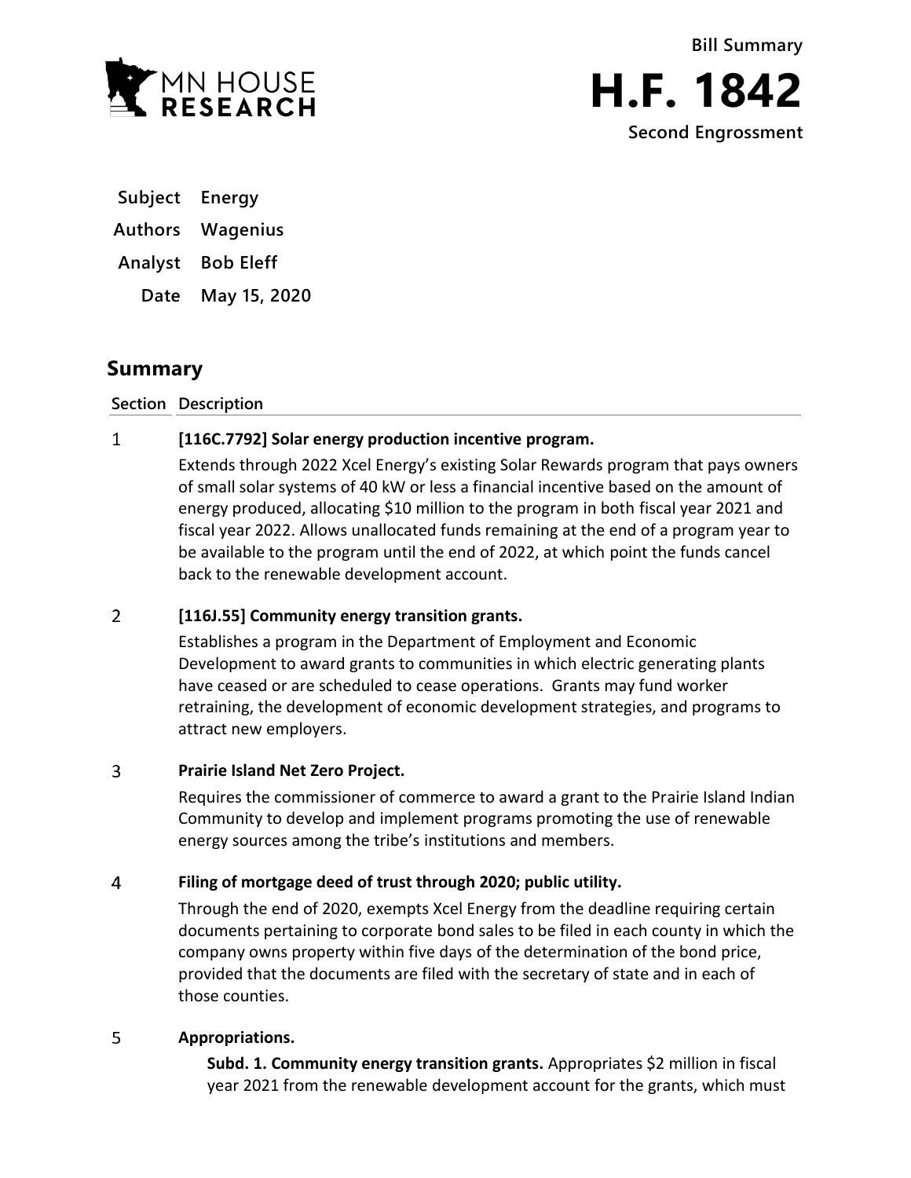MN HOUSE RESEARCH

**Bill Summary**

# H.F. 1842

**Second Engrossment**

| | |
|---|---|
| **Subject** | **Energy** |
| **Authors** | **Wagenius** |
| **Analyst** | **Bob Eleff** |
| **Date** | **May 15, 2020** |

## Summary

| Section | Description |
|---|---|
| 1 | **[116C.7792] Solar energy production incentive program.**<br>Extends through 2022 Xcel Energy's existing Solar Rewards program that pays owners of small solar systems of 40 kW or less a financial incentive based on the amount of energy produced, allocating $10 million to the program in both fiscal year 2021 and fiscal year 2022. Allows unallocated funds remaining at the end of a program year to be available to the program until the end of 2022, at which point the funds cancel back to the renewable development account. |
| 2 | **[116J.55] Community energy transition grants.**<br>Establishes a program in the Department of Employment and Economic Development to award grants to communities in which electric generating plants have ceased or are scheduled to cease operations. Grants may fund worker retraining, the development of economic development strategies, and programs to attract new employers. |
| 3 | **Prairie Island Net Zero Project.**<br>Requires the commissioner of commerce to award a grant to the Prairie Island Indian Community to develop and implement programs promoting the use of renewable energy sources among the tribe's institutions and members. |
| 4 | **Filing of mortgage deed of trust through 2020; public utility.**<br>Through the end of 2020, exempts Xcel Energy from the deadline requiring certain documents pertaining to corporate bond sales to be filed in each county in which the company owns property within five days of the determination of the bond price, provided that the documents are filed with the secretary of state and in each of those counties. |
| 5 | **Appropriations.**<br>**Subd. 1. Community energy transition grants.** Appropriates $2 million in fiscal year 2021 from the renewable development account for the grants, which must |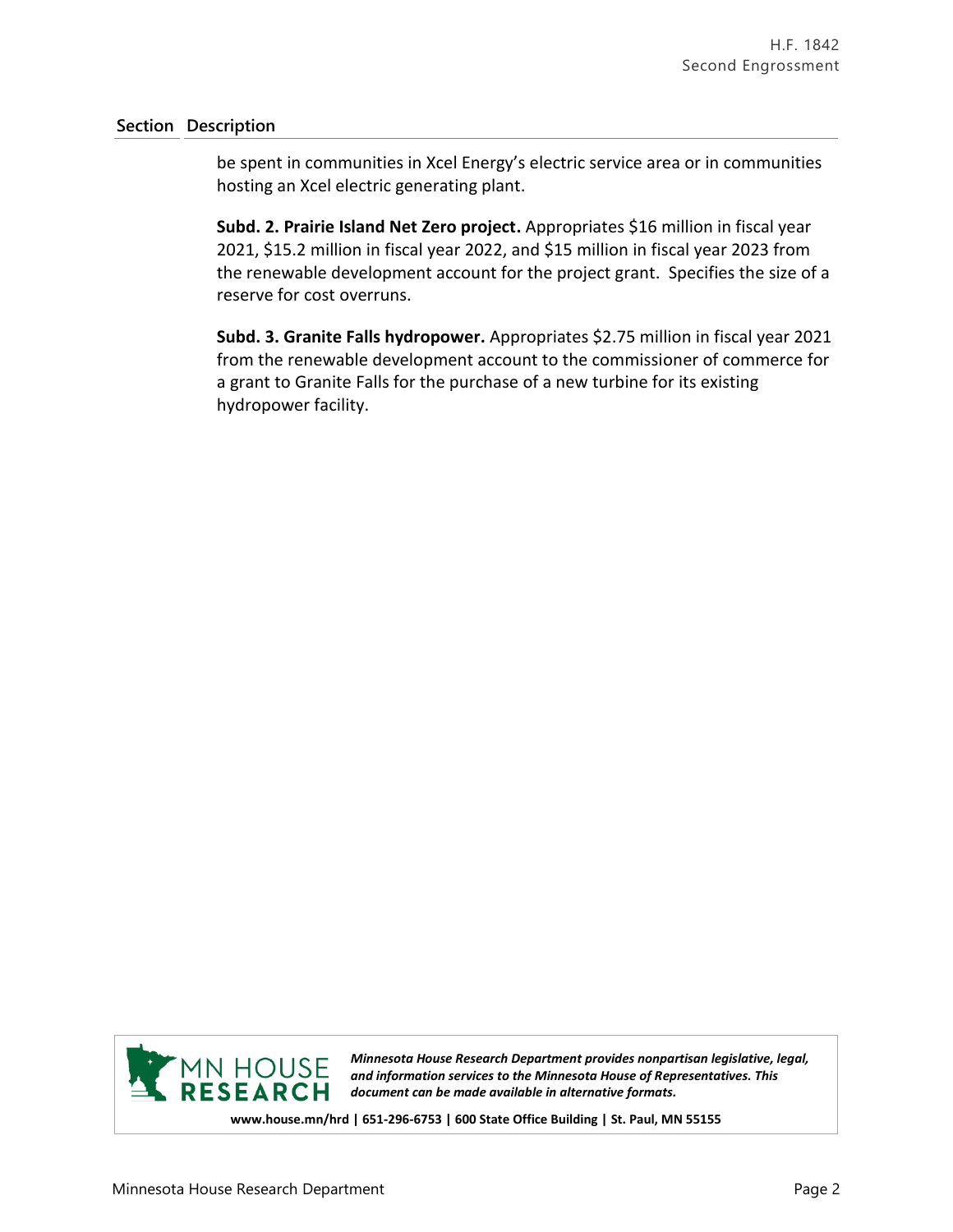| Section | Description |
|---|---|
| | be spent in communities in Xcel Energy's electric service area or in communities hosting an Xcel electric generating plant. |
| | **Subd. 2. Prairie Island Net Zero project.** Appropriates $16 million in fiscal year 2021, $15.2 million in fiscal year 2022, and $15 million in fiscal year 2023 from the renewable development account for the project grant. Specifies the size of a reserve for cost overruns. |
| | **Subd. 3. Granite Falls hydropower.** Appropriates $2.75 million in fiscal year 2021 from the renewable development account to the commissioner of commerce for a grant to Granite Falls for the purchase of a new turbine for its existing hydropower facility. |

MN HOUSE RESEARCH

***Minnesota House Research Department provides nonpartisan legislative, legal, and information services to the Minnesota House of Representatives. This document can be made available in alternative formats.***

**www.house.mn/hrd | 651-296-6753 | 600 State Office Building | St. Paul, MN 55155**